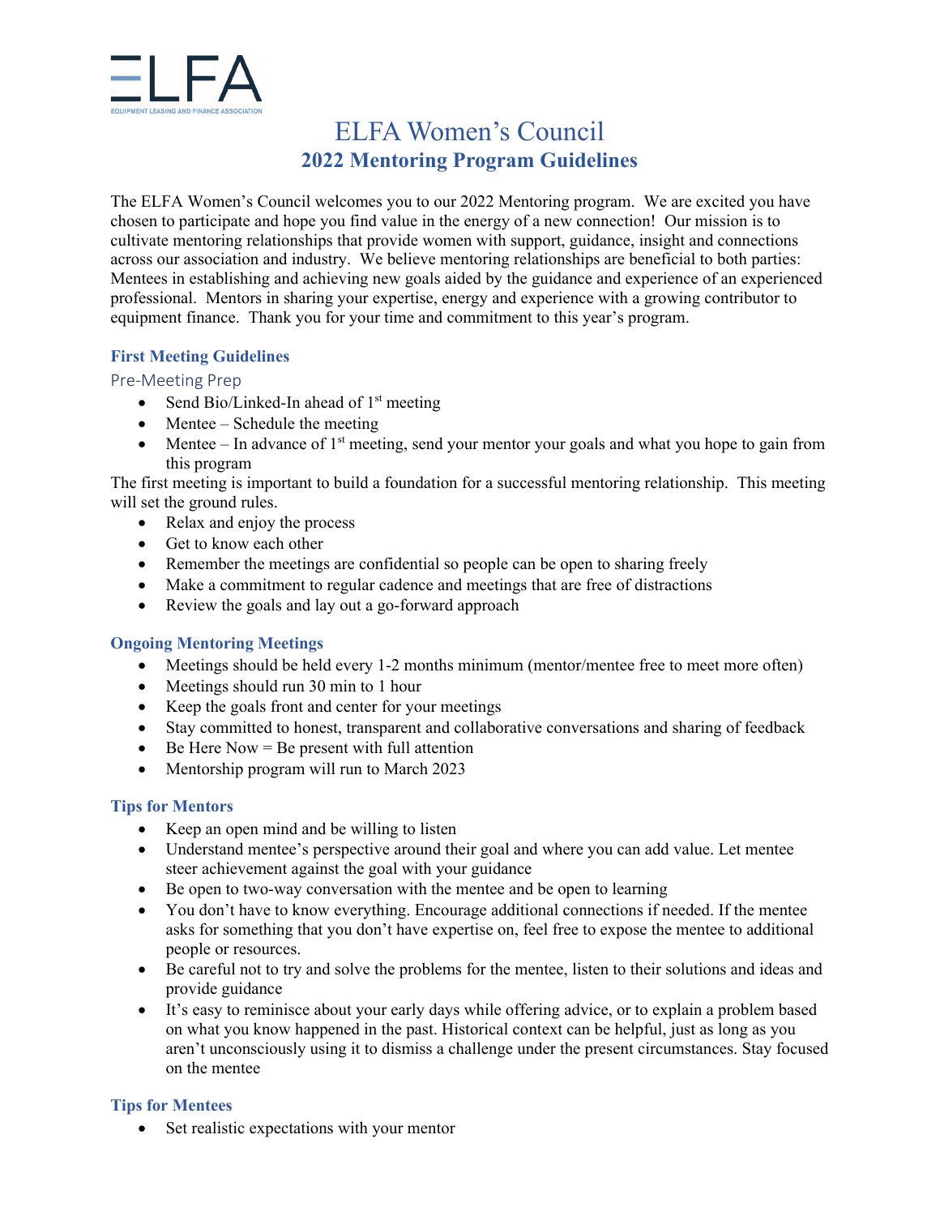ELFA
EQUIPMENT LEASING AND FINANCE ASSOCIATION

# ELFA Women's Council
## 2022 Mentoring Program Guidelines

The ELFA Women's Council welcomes you to our 2022 Mentoring program. We are excited you have chosen to participate and hope you find value in the energy of a new connection! Our mission is to cultivate mentoring relationships that provide women with support, guidance, insight and connections across our association and industry. We believe mentoring relationships are beneficial to both parties: Mentees in establishing and achieving new goals aided by the guidance and experience of an experienced professional. Mentors in sharing your expertise, energy and experience with a growing contributor to equipment finance. Thank you for your time and commitment to this year's program.

### First Meeting Guidelines

#### Pre-Meeting Prep

- Send Bio/Linked-In ahead of 1st meeting
- Mentee – Schedule the meeting
- Mentee – In advance of 1st meeting, send your mentor your goals and what you hope to gain from this program

The first meeting is important to build a foundation for a successful mentoring relationship. This meeting will set the ground rules.

- Relax and enjoy the process
- Get to know each other
- Remember the meetings are confidential so people can be open to sharing freely
- Make a commitment to regular cadence and meetings that are free of distractions
- Review the goals and lay out a go-forward approach

### Ongoing Mentoring Meetings

- Meetings should be held every 1-2 months minimum (mentor/mentee free to meet more often)
- Meetings should run 30 min to 1 hour
- Keep the goals front and center for your meetings
- Stay committed to honest, transparent and collaborative conversations and sharing of feedback
- Be Here Now = Be present with full attention
- Mentorship program will run to March 2023

### Tips for Mentors

- Keep an open mind and be willing to listen
- Understand mentee's perspective around their goal and where you can add value. Let mentee steer achievement against the goal with your guidance
- Be open to two-way conversation with the mentee and be open to learning
- You don't have to know everything. Encourage additional connections if needed. If the mentee asks for something that you don't have expertise on, feel free to expose the mentee to additional people or resources.
- Be careful not to try and solve the problems for the mentee, listen to their solutions and ideas and provide guidance
- It's easy to reminisce about your early days while offering advice, or to explain a problem based on what you know happened in the past. Historical context can be helpful, just as long as you aren't unconsciously using it to dismiss a challenge under the present circumstances. Stay focused on the mentee

### Tips for Mentees

- Set realistic expectations with your mentor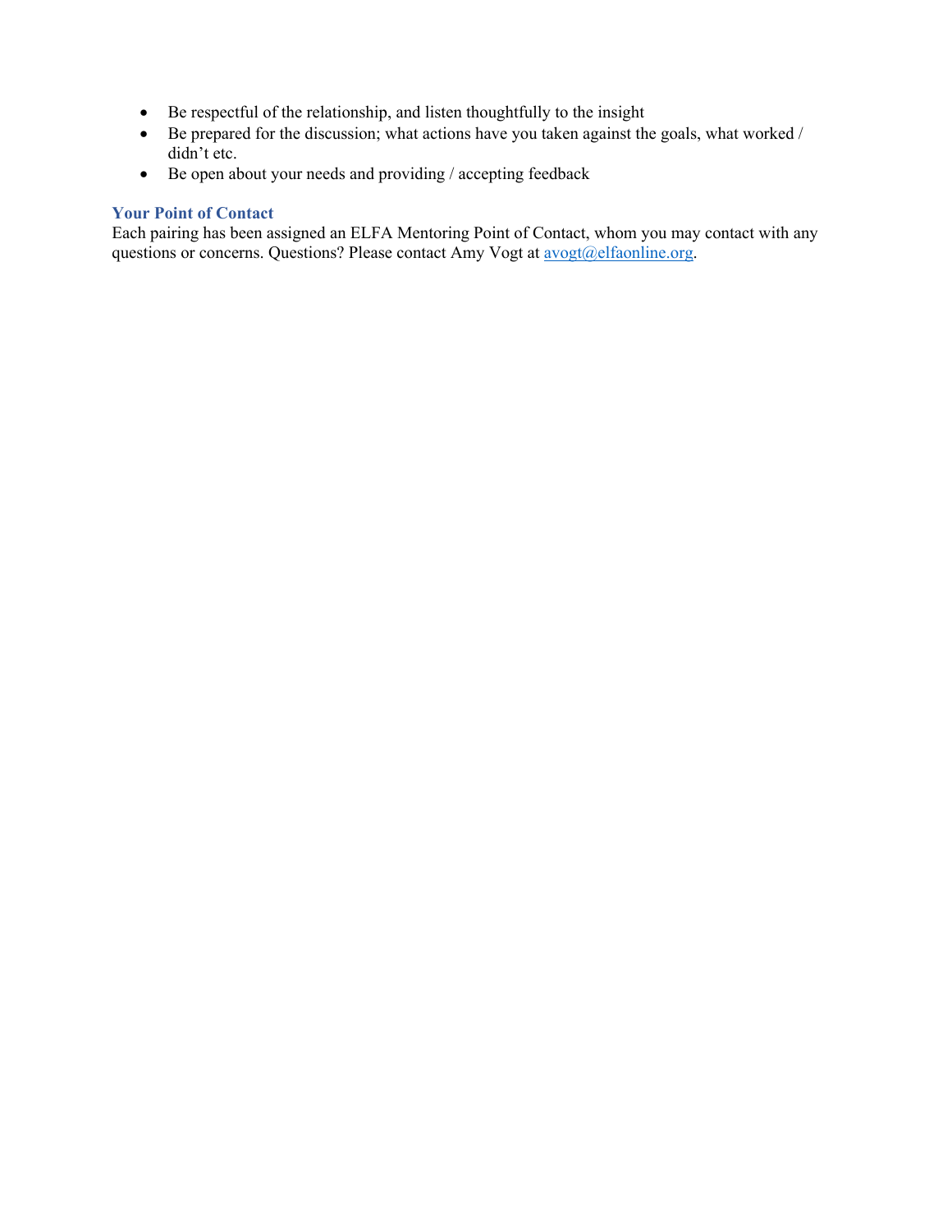- Be respectful of the relationship, and listen thoughtfully to the insight
- Be prepared for the discussion; what actions have you taken against the goals, what worked / didn't etc.
- Be open about your needs and providing / accepting feedback

### Your Point of Contact

Each pairing has been assigned an ELFA Mentoring Point of Contact, whom you may contact with any questions or concerns. Questions? Please contact Amy Vogt at avogt@elfaonline.org.